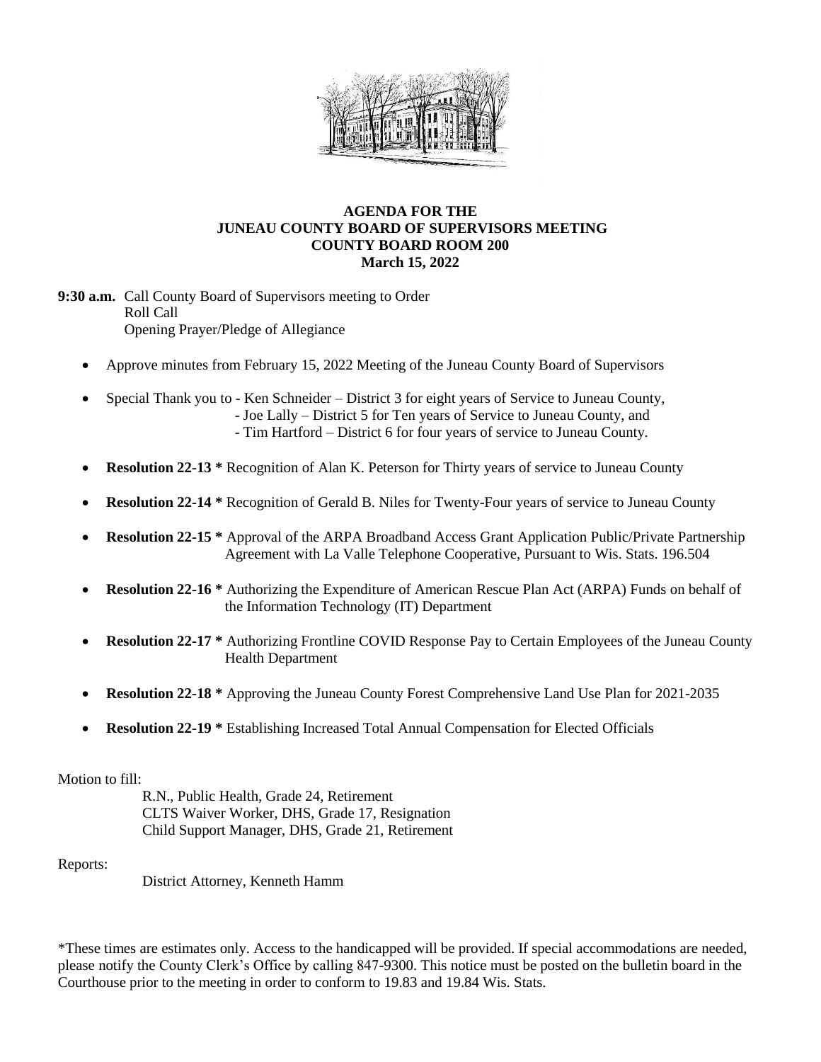# AGENDA FOR THE JUNEAU COUNTY BOARD OF SUPERVISORS MEETING COUNTY BOARD ROOM 200 March 15, 2022

**9:30 a.m.** Call County Board of Supervisors meeting to Order
Roll Call
Opening Prayer/Pledge of Allegiance

- Approve minutes from February 15, 2022 Meeting of the Juneau County Board of Supervisors
- Special Thank you to - Ken Schneider – District 3 for eight years of Service to Juneau County,
  - Joe Lally – District 5 for Ten years of Service to Juneau County, and
  - Tim Hartford – District 6 for four years of service to Juneau County.
- **Resolution 22-13 *** Recognition of Alan K. Peterson for Thirty years of service to Juneau County
- **Resolution 22-14 *** Recognition of Gerald B. Niles for Twenty-Four years of service to Juneau County
- **Resolution 22-15 *** Approval of the ARPA Broadband Access Grant Application Public/Private Partnership Agreement with La Valle Telephone Cooperative, Pursuant to Wis. Stats. 196.504
- **Resolution 22-16 *** Authorizing the Expenditure of American Rescue Plan Act (ARPA) Funds on behalf of the Information Technology (IT) Department
- **Resolution 22-17 *** Authorizing Frontline COVID Response Pay to Certain Employees of the Juneau County Health Department
- **Resolution 22-18 *** Approving the Juneau County Forest Comprehensive Land Use Plan for 2021-2035
- **Resolution 22-19 *** Establishing Increased Total Annual Compensation for Elected Officials

Motion to fill:

R.N., Public Health, Grade 24, Retirement
CLTS Waiver Worker, DHS, Grade 17, Resignation
Child Support Manager, DHS, Grade 21, Retirement

Reports:

District Attorney, Kenneth Hamm

*These times are estimates only. Access to the handicapped will be provided. If special accommodations are needed, please notify the County Clerk's Office by calling 847-9300. This notice must be posted on the bulletin board in the Courthouse prior to the meeting in order to conform to 19.83 and 19.84 Wis. Stats.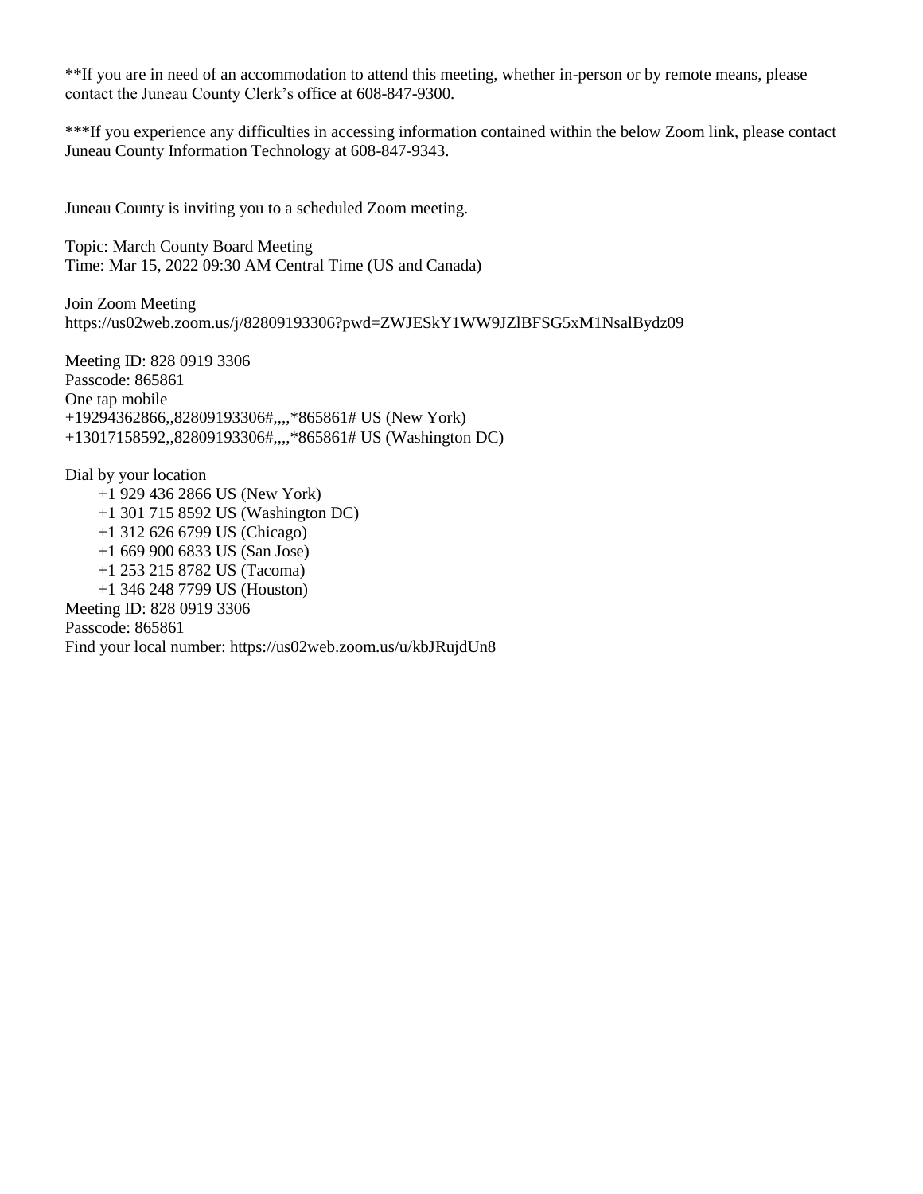**If you are in need of an accommodation to attend this meeting, whether in-person or by remote means, please contact the Juneau County Clerk's office at 608-847-9300.

***If you experience any difficulties in accessing information contained within the below Zoom link, please contact Juneau County Information Technology at 608-847-9343.

Juneau County is inviting you to a scheduled Zoom meeting.

Topic: March County Board Meeting
Time: Mar 15, 2022 09:30 AM Central Time (US and Canada)

Join Zoom Meeting
https://us02web.zoom.us/j/82809193306?pwd=ZWJESkY1WW9JZlBFSG5xM1NsalBydz09

Meeting ID: 828 0919 3306
Passcode: 865861
One tap mobile
+19294362866,,82809193306#,,,,*865861# US (New York)
+13017158592,,82809193306#,,,,*865861# US (Washington DC)

Dial by your location
- +1 929 436 2866 US (New York)
- +1 301 715 8592 US (Washington DC)
- +1 312 626 6799 US (Chicago)
- +1 669 900 6833 US (San Jose)
- +1 253 215 8782 US (Tacoma)
- +1 346 248 7799 US (Houston)

Meeting ID: 828 0919 3306
Passcode: 865861
Find your local number: https://us02web.zoom.us/u/kbJRujdUn8